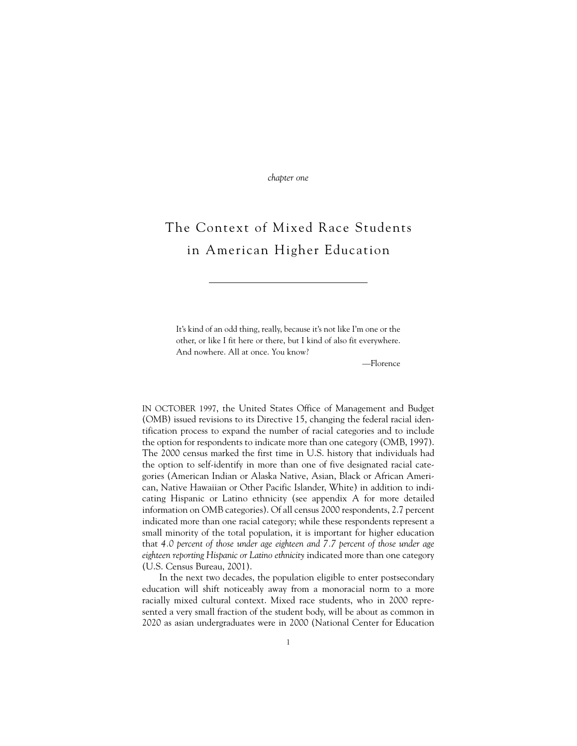*chapter one*

# The Context of Mixed Race Students in American Higher Education

> It's kind of an odd thing, really, because it's not like I'm one or the other, or like I fit here or there, but I kind of also fit everywhere. And nowhere. All at once. You know?
>
> —Florence

IN OCTOBER 1997, the United States Office of Management and Budget (OMB) issued revisions to its Directive 15, changing the federal racial identification process to expand the number of racial categories and to include the option for respondents to indicate more than one category (OMB, 1997). The 2000 census marked the first time in U.S. history that individuals had the option to self-identify in more than one of five designated racial categories (American Indian or Alaska Native, Asian, Black or African American, Native Hawaiian or Other Pacific Islander, White) in addition to indicating Hispanic or Latino ethnicity (see appendix A for more detailed information on OMB categories). Of all census 2000 respondents, 2.7 percent indicated more than one racial category; while these respondents represent a small minority of the total population, it is important for higher education that *4.0 percent of those under age eighteen and 7.7 percent of those under age eighteen reporting Hispanic or Latino ethnicity* indicated more than one category (U.S. Census Bureau, 2001).

In the next two decades, the population eligible to enter postsecondary education will shift noticeably away from a monoracial norm to a more racially mixed cultural context. Mixed race students, who in 2000 represented a very small fraction of the student body, will be about as common in 2020 as asian undergraduates were in 2000 (National Center for Education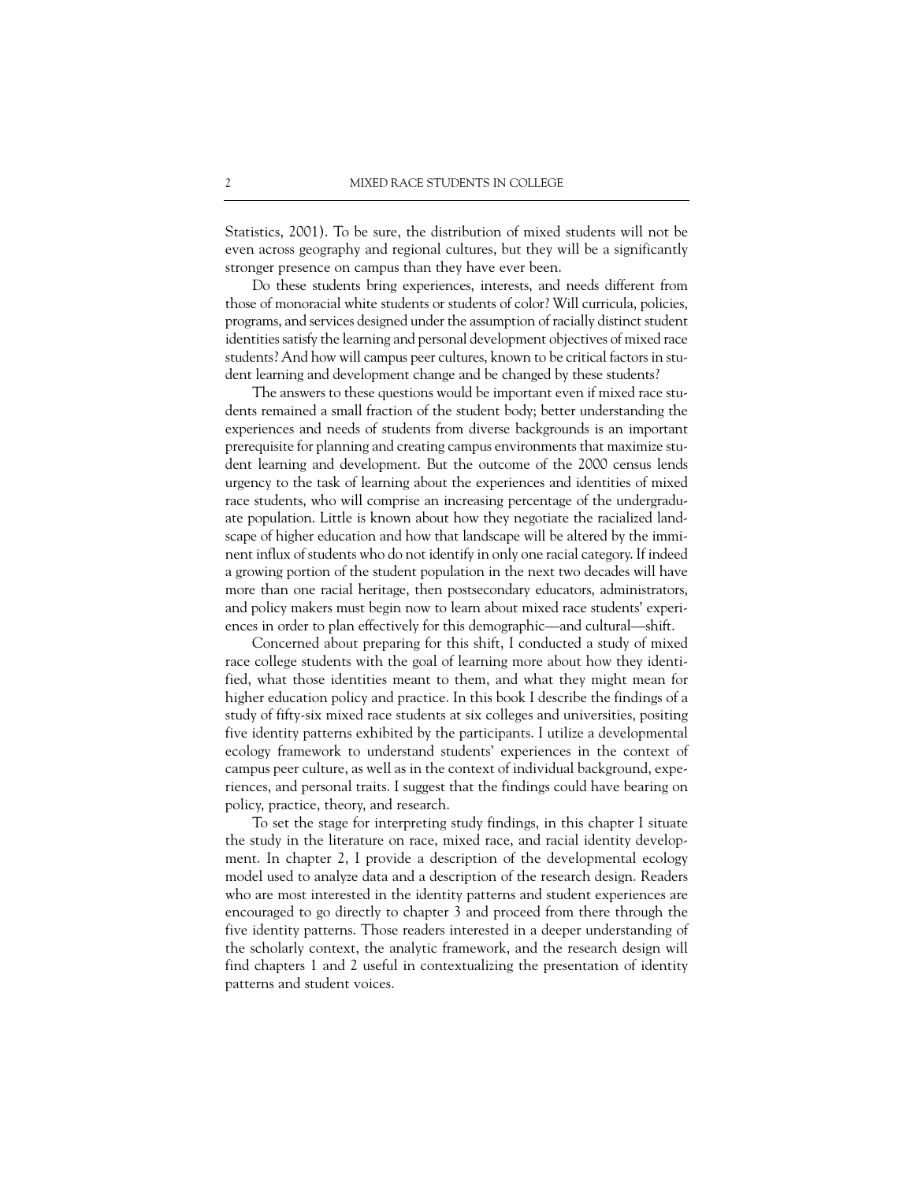Statistics, 2001). To be sure, the distribution of mixed students will not be even across geography and regional cultures, but they will be a significantly stronger presence on campus than they have ever been.

Do these students bring experiences, interests, and needs different from those of monoracial white students or students of color? Will curricula, policies, programs, and services designed under the assumption of racially distinct student identities satisfy the learning and personal development objectives of mixed race students? And how will campus peer cultures, known to be critical factors in student learning and development change and be changed by these students?

The answers to these questions would be important even if mixed race students remained a small fraction of the student body; better understanding the experiences and needs of students from diverse backgrounds is an important prerequisite for planning and creating campus environments that maximize student learning and development. But the outcome of the 2000 census lends urgency to the task of learning about the experiences and identities of mixed race students, who will comprise an increasing percentage of the undergraduate population. Little is known about how they negotiate the racialized landscape of higher education and how that landscape will be altered by the imminent influx of students who do not identify in only one racial category. If indeed a growing portion of the student population in the next two decades will have more than one racial heritage, then postsecondary educators, administrators, and policy makers must begin now to learn about mixed race students' experiences in order to plan effectively for this demographic—and cultural—shift.

Concerned about preparing for this shift, I conducted a study of mixed race college students with the goal of learning more about how they identified, what those identities meant to them, and what they might mean for higher education policy and practice. In this book I describe the findings of a study of fifty-six mixed race students at six colleges and universities, positing five identity patterns exhibited by the participants. I utilize a developmental ecology framework to understand students' experiences in the context of campus peer culture, as well as in the context of individual background, experiences, and personal traits. I suggest that the findings could have bearing on policy, practice, theory, and research.

To set the stage for interpreting study findings, in this chapter I situate the study in the literature on race, mixed race, and racial identity development. In chapter 2, I provide a description of the developmental ecology model used to analyze data and a description of the research design. Readers who are most interested in the identity patterns and student experiences are encouraged to go directly to chapter 3 and proceed from there through the five identity patterns. Those readers interested in a deeper understanding of the scholarly context, the analytic framework, and the research design will find chapters 1 and 2 useful in contextualizing the presentation of identity patterns and student voices.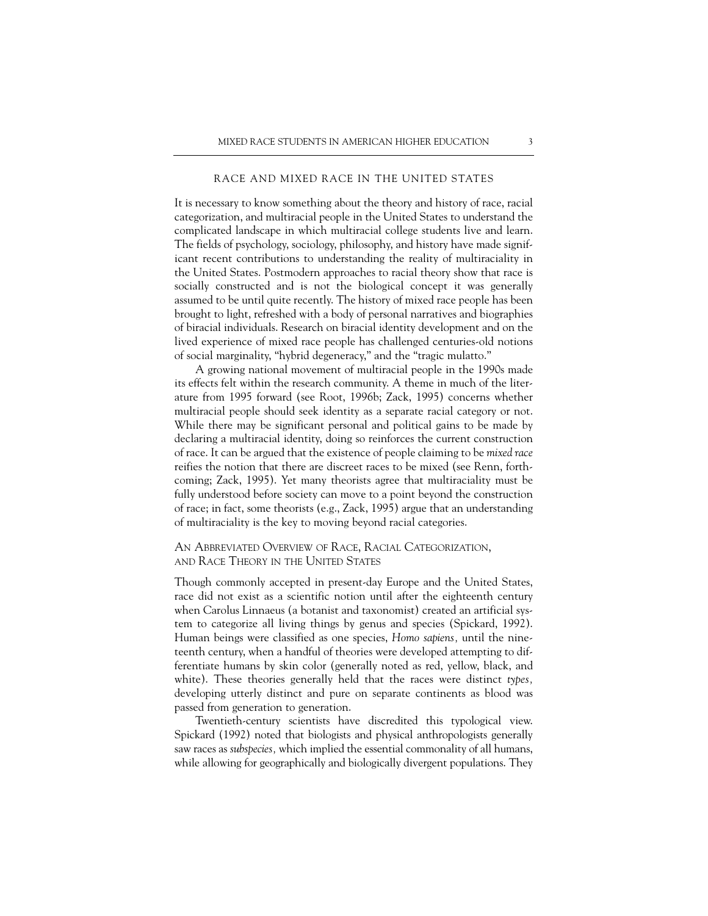## RACE AND MIXED RACE IN THE UNITED STATES

It is necessary to know something about the theory and history of race, racial categorization, and multiracial people in the United States to understand the complicated landscape in which multiracial college students live and learn. The fields of psychology, sociology, philosophy, and history have made significant recent contributions to understanding the reality of multiraciality in the United States. Postmodern approaches to racial theory show that race is socially constructed and is not the biological concept it was generally assumed to be until quite recently. The history of mixed race people has been brought to light, refreshed with a body of personal narratives and biographies of biracial individuals. Research on biracial identity development and on the lived experience of mixed race people has challenged centuries-old notions of social marginality, "hybrid degeneracy," and the "tragic mulatto."

A growing national movement of multiracial people in the 1990s made its effects felt within the research community. A theme in much of the literature from 1995 forward (see Root, 1996b; Zack, 1995) concerns whether multiracial people should seek identity as a separate racial category or not. While there may be significant personal and political gains to be made by declaring a multiracial identity, doing so reinforces the current construction of race. It can be argued that the existence of people claiming to be *mixed race* reifies the notion that there are discreet races to be mixed (see Renn, forthcoming; Zack, 1995). Yet many theorists agree that multiraciality must be fully understood before society can move to a point beyond the construction of race; in fact, some theorists (e.g., Zack, 1995) argue that an understanding of multiraciality is the key to moving beyond racial categories.

### An Abbreviated Overview of Race, Racial Categorization, and Race Theory in the United States

Though commonly accepted in present-day Europe and the United States, race did not exist as a scientific notion until after the eighteenth century when Carolus Linnaeus (a botanist and taxonomist) created an artificial system to categorize all living things by genus and species (Spickard, 1992). Human beings were classified as one species, *Homo sapiens,* until the nineteenth century, when a handful of theories were developed attempting to differentiate humans by skin color (generally noted as red, yellow, black, and white). These theories generally held that the races were distinct *types,* developing utterly distinct and pure on separate continents as blood was passed from generation to generation.

Twentieth-century scientists have discredited this typological view. Spickard (1992) noted that biologists and physical anthropologists generally saw races as *subspecies,* which implied the essential commonality of all humans, while allowing for geographically and biologically divergent populations. They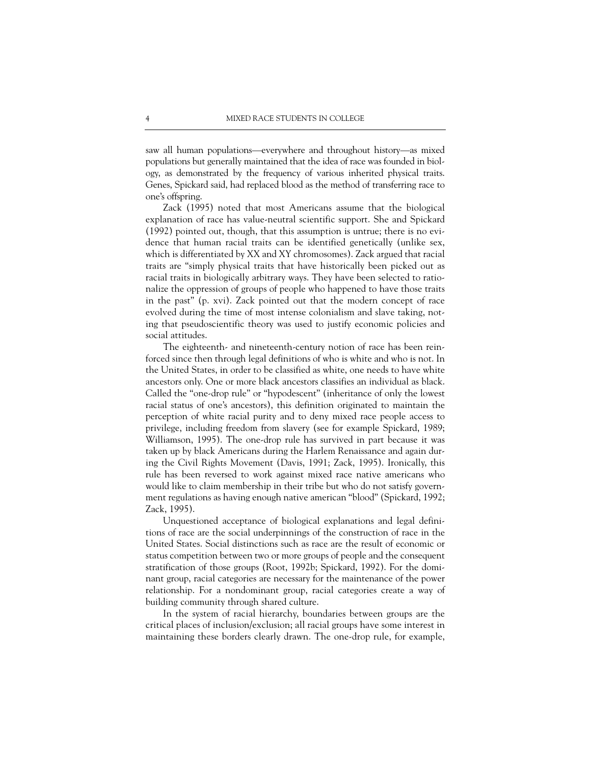saw all human populations—everywhere and throughout history—as mixed populations but generally maintained that the idea of race was founded in biology, as demonstrated by the frequency of various inherited physical traits. Genes, Spickard said, had replaced blood as the method of transferring race to one's offspring.

Zack (1995) noted that most Americans assume that the biological explanation of race has value-neutral scientific support. She and Spickard (1992) pointed out, though, that this assumption is untrue; there is no evidence that human racial traits can be identified genetically (unlike sex, which is differentiated by XX and XY chromosomes). Zack argued that racial traits are "simply physical traits that have historically been picked out as racial traits in biologically arbitrary ways. They have been selected to rationalize the oppression of groups of people who happened to have those traits in the past" (p. xvi). Zack pointed out that the modern concept of race evolved during the time of most intense colonialism and slave taking, noting that pseudoscientific theory was used to justify economic policies and social attitudes.

The eighteenth- and nineteenth-century notion of race has been reinforced since then through legal definitions of who is white and who is not. In the United States, in order to be classified as white, one needs to have white ancestors only. One or more black ancestors classifies an individual as black. Called the "one-drop rule" or "hypodescent" (inheritance of only the lowest racial status of one's ancestors), this definition originated to maintain the perception of white racial purity and to deny mixed race people access to privilege, including freedom from slavery (see for example Spickard, 1989; Williamson, 1995). The one-drop rule has survived in part because it was taken up by black Americans during the Harlem Renaissance and again during the Civil Rights Movement (Davis, 1991; Zack, 1995). Ironically, this rule has been reversed to work against mixed race native americans who would like to claim membership in their tribe but who do not satisfy government regulations as having enough native american "blood" (Spickard, 1992; Zack, 1995).

Unquestioned acceptance of biological explanations and legal definitions of race are the social underpinnings of the construction of race in the United States. Social distinctions such as race are the result of economic or status competition between two or more groups of people and the consequent stratification of those groups (Root, 1992b; Spickard, 1992). For the dominant group, racial categories are necessary for the maintenance of the power relationship. For a nondominant group, racial categories create a way of building community through shared culture.

In the system of racial hierarchy, boundaries between groups are the critical places of inclusion/exclusion; all racial groups have some interest in maintaining these borders clearly drawn. The one-drop rule, for example,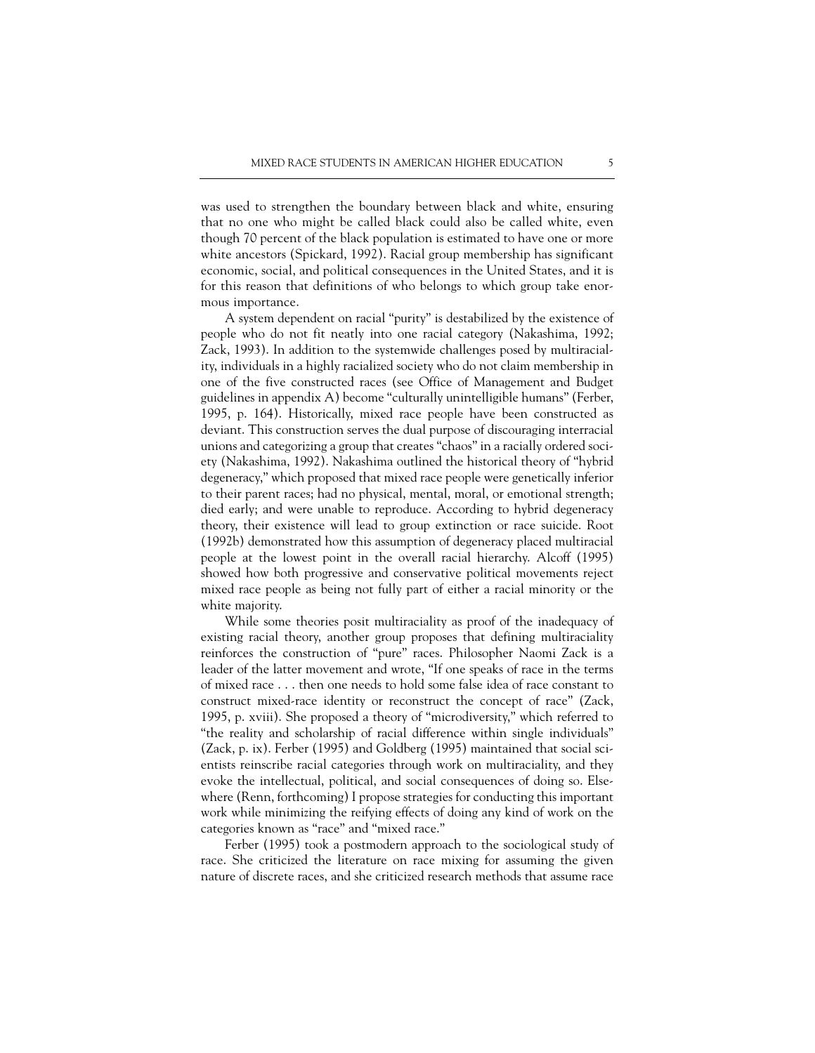was used to strengthen the boundary between black and white, ensuring that no one who might be called black could also be called white, even though 70 percent of the black population is estimated to have one or more white ancestors (Spickard, 1992). Racial group membership has significant economic, social, and political consequences in the United States, and it is for this reason that definitions of who belongs to which group take enormous importance.

A system dependent on racial "purity" is destabilized by the existence of people who do not fit neatly into one racial category (Nakashima, 1992; Zack, 1993). In addition to the systemwide challenges posed by multiraciality, individuals in a highly racialized society who do not claim membership in one of the five constructed races (see Office of Management and Budget guidelines in appendix A) become "culturally unintelligible humans" (Ferber, 1995, p. 164). Historically, mixed race people have been constructed as deviant. This construction serves the dual purpose of discouraging interracial unions and categorizing a group that creates "chaos" in a racially ordered society (Nakashima, 1992). Nakashima outlined the historical theory of "hybrid degeneracy," which proposed that mixed race people were genetically inferior to their parent races; had no physical, mental, moral, or emotional strength; died early; and were unable to reproduce. According to hybrid degeneracy theory, their existence will lead to group extinction or race suicide. Root (1992b) demonstrated how this assumption of degeneracy placed multiracial people at the lowest point in the overall racial hierarchy. Alcoff (1995) showed how both progressive and conservative political movements reject mixed race people as being not fully part of either a racial minority or the white majority.

While some theories posit multiraciality as proof of the inadequacy of existing racial theory, another group proposes that defining multiraciality reinforces the construction of "pure" races. Philosopher Naomi Zack is a leader of the latter movement and wrote, "If one speaks of race in the terms of mixed race . . . then one needs to hold some false idea of race constant to construct mixed-race identity or reconstruct the concept of race" (Zack, 1995, p. xviii). She proposed a theory of "microdiversity," which referred to "the reality and scholarship of racial difference within single individuals" (Zack, p. ix). Ferber (1995) and Goldberg (1995) maintained that social scientists reinscribe racial categories through work on multiraciality, and they evoke the intellectual, political, and social consequences of doing so. Elsewhere (Renn, forthcoming) I propose strategies for conducting this important work while minimizing the reifying effects of doing any kind of work on the categories known as "race" and "mixed race."

Ferber (1995) took a postmodern approach to the sociological study of race. She criticized the literature on race mixing for assuming the given nature of discrete races, and she criticized research methods that assume race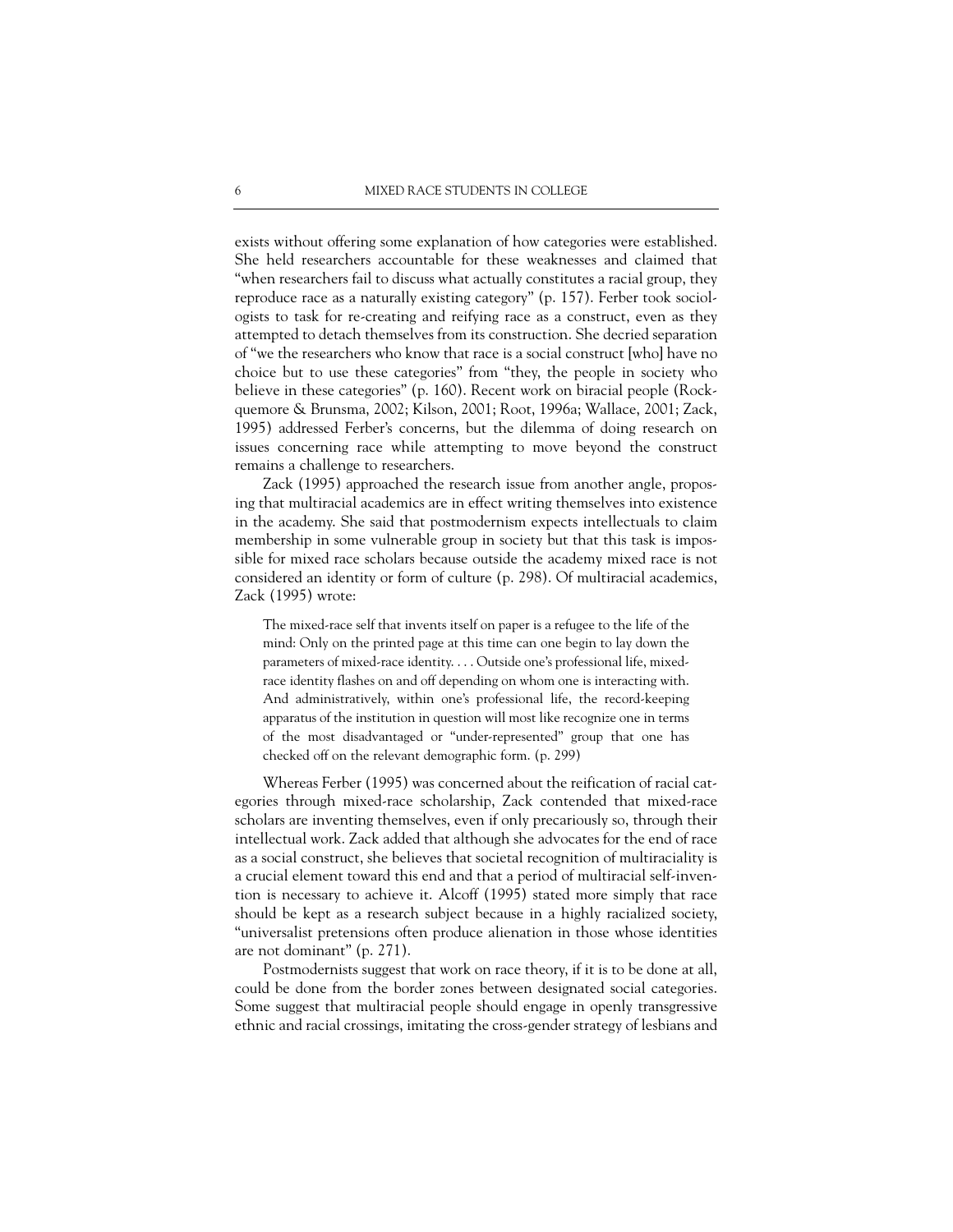exists without offering some explanation of how categories were established. She held researchers accountable for these weaknesses and claimed that "when researchers fail to discuss what actually constitutes a racial group, they reproduce race as a naturally existing category" (p. 157). Ferber took sociologists to task for re-creating and reifying race as a construct, even as they attempted to detach themselves from its construction. She decried separation of "we the researchers who know that race is a social construct [who] have no choice but to use these categories" from "they, the people in society who believe in these categories" (p. 160). Recent work on biracial people (Rockquemore & Brunsma, 2002; Kilson, 2001; Root, 1996a; Wallace, 2001; Zack, 1995) addressed Ferber's concerns, but the dilemma of doing research on issues concerning race while attempting to move beyond the construct remains a challenge to researchers.

Zack (1995) approached the research issue from another angle, proposing that multiracial academics are in effect writing themselves into existence in the academy. She said that postmodernism expects intellectuals to claim membership in some vulnerable group in society but that this task is impossible for mixed race scholars because outside the academy mixed race is not considered an identity or form of culture (p. 298). Of multiracial academics, Zack (1995) wrote:

> The mixed-race self that invents itself on paper is a refugee to the life of the mind: Only on the printed page at this time can one begin to lay down the parameters of mixed-race identity. . . . Outside one's professional life, mixed-race identity flashes on and off depending on whom one is interacting with. And administratively, within one's professional life, the record-keeping apparatus of the institution in question will most like recognize one in terms of the most disadvantaged or "under-represented" group that one has checked off on the relevant demographic form. (p. 299)

Whereas Ferber (1995) was concerned about the reification of racial categories through mixed-race scholarship, Zack contended that mixed-race scholars are inventing themselves, even if only precariously so, through their intellectual work. Zack added that although she advocates for the end of race as a social construct, she believes that societal recognition of multiraciality is a crucial element toward this end and that a period of multiracial self-invention is necessary to achieve it. Alcoff (1995) stated more simply that race should be kept as a research subject because in a highly racialized society, "universalist pretensions often produce alienation in those whose identities are not dominant" (p. 271).

Postmodernists suggest that work on race theory, if it is to be done at all, could be done from the border zones between designated social categories. Some suggest that multiracial people should engage in openly transgressive ethnic and racial crossings, imitating the cross-gender strategy of lesbians and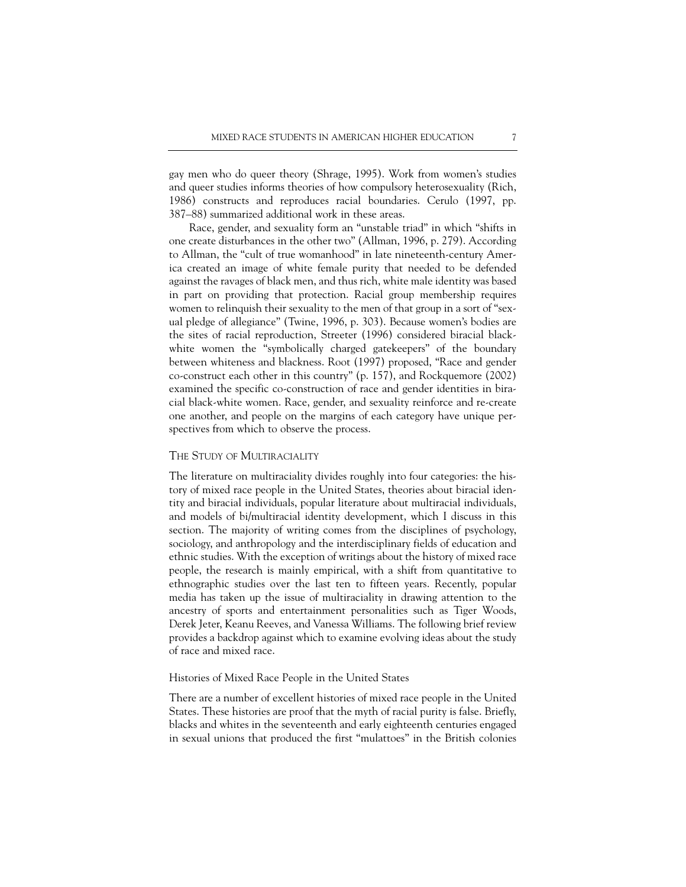gay men who do queer theory (Shrage, 1995). Work from women's studies and queer studies informs theories of how compulsory heterosexuality (Rich, 1986) constructs and reproduces racial boundaries. Cerulo (1997, pp. 387–88) summarized additional work in these areas.

Race, gender, and sexuality form an "unstable triad" in which "shifts in one create disturbances in the other two" (Allman, 1996, p. 279). According to Allman, the "cult of true womanhood" in late nineteenth-century America created an image of white female purity that needed to be defended against the ravages of black men, and thus rich, white male identity was based in part on providing that protection. Racial group membership requires women to relinquish their sexuality to the men of that group in a sort of "sexual pledge of allegiance" (Twine, 1996, p. 303). Because women's bodies are the sites of racial reproduction, Streeter (1996) considered biracial black-white women the "symbolically charged gatekeepers" of the boundary between whiteness and blackness. Root (1997) proposed, "Race and gender co-construct each other in this country" (p. 157), and Rockquemore (2002) examined the specific co-construction of race and gender identities in biracial black-white women. Race, gender, and sexuality reinforce and re-create one another, and people on the margins of each category have unique perspectives from which to observe the process.

## The Study of Multiraciality

The literature on multiraciality divides roughly into four categories: the history of mixed race people in the United States, theories about biracial identity and biracial individuals, popular literature about multiracial individuals, and models of bi/multiracial identity development, which I discuss in this section. The majority of writing comes from the disciplines of psychology, sociology, and anthropology and the interdisciplinary fields of education and ethnic studies. With the exception of writings about the history of mixed race people, the research is mainly empirical, with a shift from quantitative to ethnographic studies over the last ten to fifteen years. Recently, popular media has taken up the issue of multiraciality in drawing attention to the ancestry of sports and entertainment personalities such as Tiger Woods, Derek Jeter, Keanu Reeves, and Vanessa Williams. The following brief review provides a backdrop against which to examine evolving ideas about the study of race and mixed race.

### Histories of Mixed Race People in the United States

There are a number of excellent histories of mixed race people in the United States. These histories are proof that the myth of racial purity is false. Briefly, blacks and whites in the seventeenth and early eighteenth centuries engaged in sexual unions that produced the first "mulattoes" in the British colonies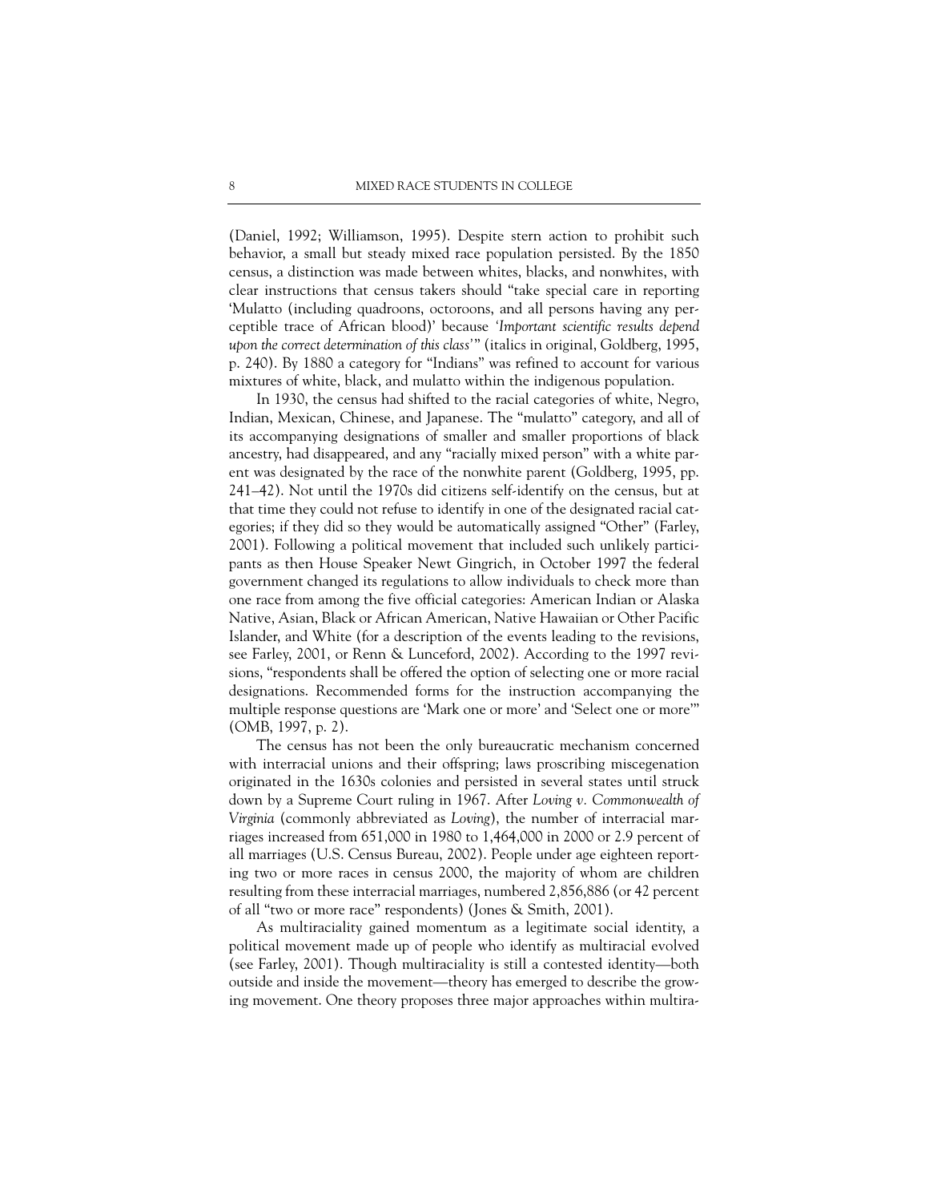(Daniel, 1992; Williamson, 1995). Despite stern action to prohibit such behavior, a small but steady mixed race population persisted. By the 1850 census, a distinction was made between whites, blacks, and nonwhites, with clear instructions that census takers should "take special care in reporting 'Mulatto (including quadroons, octoroons, and all persons having any perceptible trace of African blood)' because *'Important scientific results depend upon the correct determination of this class'*" (italics in original, Goldberg, 1995, p. 240). By 1880 a category for "Indians" was refined to account for various mixtures of white, black, and mulatto within the indigenous population.

In 1930, the census had shifted to the racial categories of white, Negro, Indian, Mexican, Chinese, and Japanese. The "mulatto" category, and all of its accompanying designations of smaller and smaller proportions of black ancestry, had disappeared, and any "racially mixed person" with a white parent was designated by the race of the nonwhite parent (Goldberg, 1995, pp. 241–42). Not until the 1970s did citizens self-identify on the census, but at that time they could not refuse to identify in one of the designated racial categories; if they did so they would be automatically assigned "Other" (Farley, 2001). Following a political movement that included such unlikely participants as then House Speaker Newt Gingrich, in October 1997 the federal government changed its regulations to allow individuals to check more than one race from among the five official categories: American Indian or Alaska Native, Asian, Black or African American, Native Hawaiian or Other Pacific Islander, and White (for a description of the events leading to the revisions, see Farley, 2001, or Renn & Lunceford, 2002). According to the 1997 revisions, "respondents shall be offered the option of selecting one or more racial designations. Recommended forms for the instruction accompanying the multiple response questions are 'Mark one or more' and 'Select one or more'" (OMB, 1997, p. 2).

The census has not been the only bureaucratic mechanism concerned with interracial unions and their offspring; laws proscribing miscegenation originated in the 1630s colonies and persisted in several states until struck down by a Supreme Court ruling in 1967. After *Loving v. Commonwealth of Virginia* (commonly abbreviated as *Loving*), the number of interracial marriages increased from 651,000 in 1980 to 1,464,000 in 2000 or 2.9 percent of all marriages (U.S. Census Bureau, 2002). People under age eighteen reporting two or more races in census 2000, the majority of whom are children resulting from these interracial marriages, numbered 2,856,886 (or 42 percent of all "two or more race" respondents) (Jones & Smith, 2001).

As multiraciality gained momentum as a legitimate social identity, a political movement made up of people who identify as multiracial evolved (see Farley, 2001). Though multiraciality is still a contested identity—both outside and inside the movement—theory has emerged to describe the growing movement. One theory proposes three major approaches within multira-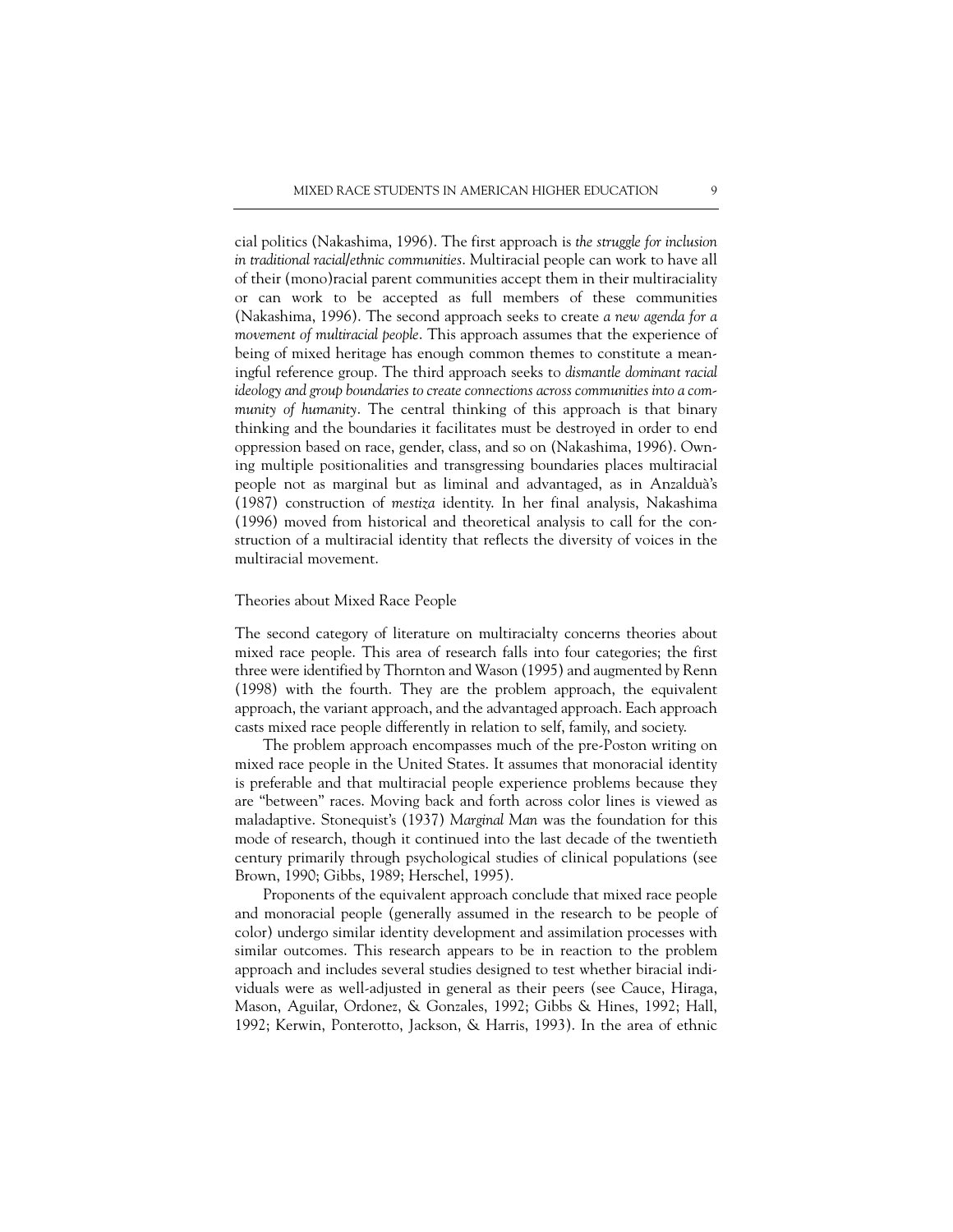cial politics (Nakashima, 1996). The first approach is *the struggle for inclusion in traditional racial/ethnic communities*. Multiracial people can work to have all of their (mono)racial parent communities accept them in their multiraciality or can work to be accepted as full members of these communities (Nakashima, 1996). The second approach seeks to create *a new agenda for a movement of multiracial people*. This approach assumes that the experience of being of mixed heritage has enough common themes to constitute a meaningful reference group. The third approach seeks to *dismantle dominant racial ideology and group boundaries to create connections across communities into a community of humanity*. The central thinking of this approach is that binary thinking and the boundaries it facilitates must be destroyed in order to end oppression based on race, gender, class, and so on (Nakashima, 1996). Owning multiple positionalities and transgressing boundaries places multiracial people not as marginal but as liminal and advantaged, as in Anzalduà's (1987) construction of *mestiza* identity. In her final analysis, Nakashima (1996) moved from historical and theoretical analysis to call for the construction of a multiracial identity that reflects the diversity of voices in the multiracial movement.

### Theories about Mixed Race People

The second category of literature on multiracialty concerns theories about mixed race people. This area of research falls into four categories; the first three were identified by Thornton and Wason (1995) and augmented by Renn (1998) with the fourth. They are the problem approach, the equivalent approach, the variant approach, and the advantaged approach. Each approach casts mixed race people differently in relation to self, family, and society.

The problem approach encompasses much of the pre-Poston writing on mixed race people in the United States. It assumes that monoracial identity is preferable and that multiracial people experience problems because they are "between" races. Moving back and forth across color lines is viewed as maladaptive. Stonequist's (1937) *Marginal Man* was the foundation for this mode of research, though it continued into the last decade of the twentieth century primarily through psychological studies of clinical populations (see Brown, 1990; Gibbs, 1989; Herschel, 1995).

Proponents of the equivalent approach conclude that mixed race people and monoracial people (generally assumed in the research to be people of color) undergo similar identity development and assimilation processes with similar outcomes. This research appears to be in reaction to the problem approach and includes several studies designed to test whether biracial individuals were as well-adjusted in general as their peers (see Cauce, Hiraga, Mason, Aguilar, Ordonez, & Gonzales, 1992; Gibbs & Hines, 1992; Hall, 1992; Kerwin, Ponterotto, Jackson, & Harris, 1993). In the area of ethnic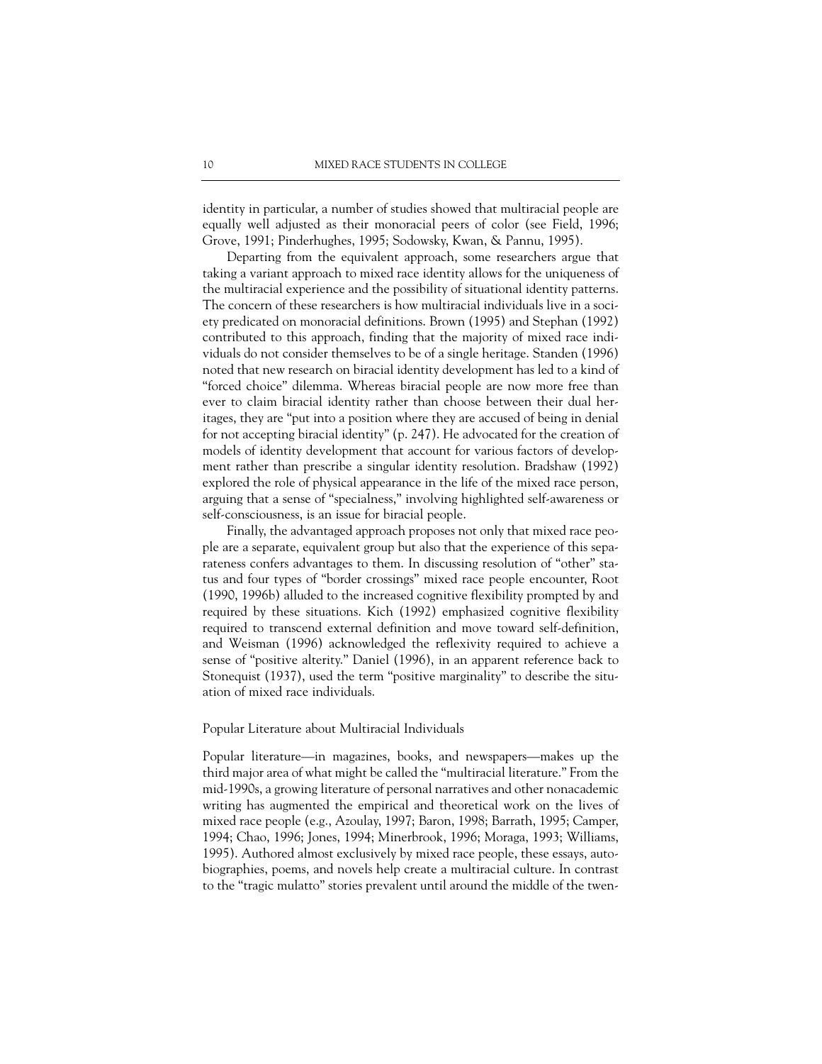identity in particular, a number of studies showed that multiracial people are equally well adjusted as their monoracial peers of color (see Field, 1996; Grove, 1991; Pinderhughes, 1995; Sodowsky, Kwan, & Pannu, 1995).

Departing from the equivalent approach, some researchers argue that taking a variant approach to mixed race identity allows for the uniqueness of the multiracial experience and the possibility of situational identity patterns. The concern of these researchers is how multiracial individuals live in a society predicated on monoracial definitions. Brown (1995) and Stephan (1992) contributed to this approach, finding that the majority of mixed race individuals do not consider themselves to be of a single heritage. Standen (1996) noted that new research on biracial identity development has led to a kind of "forced choice" dilemma. Whereas biracial people are now more free than ever to claim biracial identity rather than choose between their dual heritages, they are "put into a position where they are accused of being in denial for not accepting biracial identity" (p. 247). He advocated for the creation of models of identity development that account for various factors of development rather than prescribe a singular identity resolution. Bradshaw (1992) explored the role of physical appearance in the life of the mixed race person, arguing that a sense of "specialness," involving highlighted self-awareness or self-consciousness, is an issue for biracial people.

Finally, the advantaged approach proposes not only that mixed race people are a separate, equivalent group but also that the experience of this separateness confers advantages to them. In discussing resolution of "other" status and four types of "border crossings" mixed race people encounter, Root (1990, 1996b) alluded to the increased cognitive flexibility prompted by and required by these situations. Kich (1992) emphasized cognitive flexibility required to transcend external definition and move toward self-definition, and Weisman (1996) acknowledged the reflexivity required to achieve a sense of "positive alterity." Daniel (1996), in an apparent reference back to Stonequist (1937), used the term "positive marginality" to describe the situation of mixed race individuals.

### Popular Literature about Multiracial Individuals

Popular literature—in magazines, books, and newspapers—makes up the third major area of what might be called the "multiracial literature." From the mid-1990s, a growing literature of personal narratives and other nonacademic writing has augmented the empirical and theoretical work on the lives of mixed race people (e.g., Azoulay, 1997; Baron, 1998; Barrath, 1995; Camper, 1994; Chao, 1996; Jones, 1994; Minerbrook, 1996; Moraga, 1993; Williams, 1995). Authored almost exclusively by mixed race people, these essays, autobiographies, poems, and novels help create a multiracial culture. In contrast to the "tragic mulatto" stories prevalent until around the middle of the twen-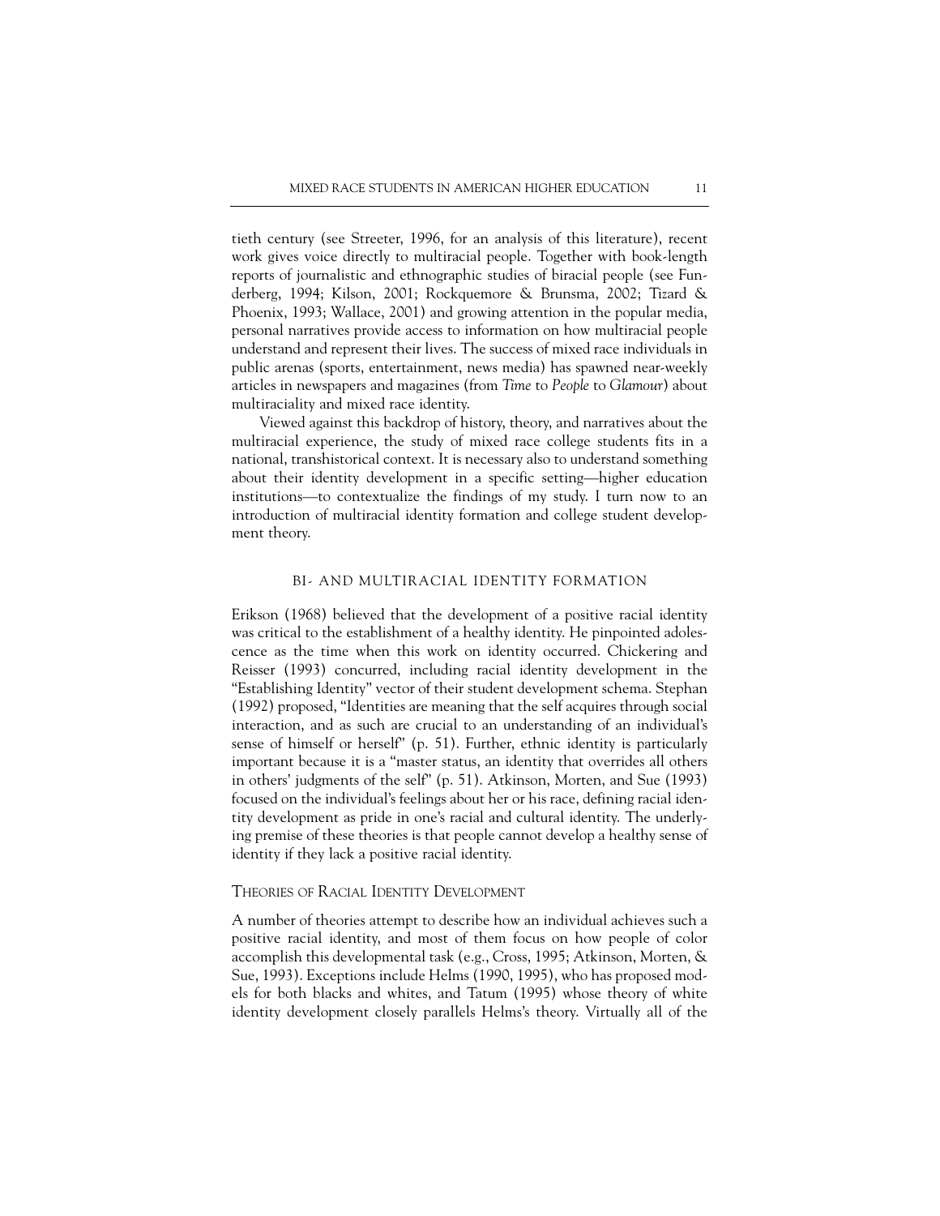tieth century (see Streeter, 1996, for an analysis of this literature), recent work gives voice directly to multiracial people. Together with book-length reports of journalistic and ethnographic studies of biracial people (see Funderberg, 1994; Kilson, 2001; Rockquemore & Brunsma, 2002; Tizard & Phoenix, 1993; Wallace, 2001) and growing attention in the popular media, personal narratives provide access to information on how multiracial people understand and represent their lives. The success of mixed race individuals in public arenas (sports, entertainment, news media) has spawned near-weekly articles in newspapers and magazines (from *Time* to *People* to *Glamour*) about multiraciality and mixed race identity.

Viewed against this backdrop of history, theory, and narratives about the multiracial experience, the study of mixed race college students fits in a national, transhistorical context. It is necessary also to understand something about their identity development in a specific setting—higher education institutions—to contextualize the findings of my study. I turn now to an introduction of multiracial identity formation and college student development theory.

## BI- AND MULTIRACIAL IDENTITY FORMATION

Erikson (1968) believed that the development of a positive racial identity was critical to the establishment of a healthy identity. He pinpointed adolescence as the time when this work on identity occurred. Chickering and Reisser (1993) concurred, including racial identity development in the "Establishing Identity" vector of their student development schema. Stephan (1992) proposed, "Identities are meaning that the self acquires through social interaction, and as such are crucial to an understanding of an individual's sense of himself or herself" (p. 51). Further, ethnic identity is particularly important because it is a "master status, an identity that overrides all others in others' judgments of the self" (p. 51). Atkinson, Morten, and Sue (1993) focused on the individual's feelings about her or his race, defining racial identity development as pride in one's racial and cultural identity. The underlying premise of these theories is that people cannot develop a healthy sense of identity if they lack a positive racial identity.

### THEORIES OF RACIAL IDENTITY DEVELOPMENT

A number of theories attempt to describe how an individual achieves such a positive racial identity, and most of them focus on how people of color accomplish this developmental task (e.g., Cross, 1995; Atkinson, Morten, & Sue, 1993). Exceptions include Helms (1990, 1995), who has proposed models for both blacks and whites, and Tatum (1995) whose theory of white identity development closely parallels Helms's theory. Virtually all of the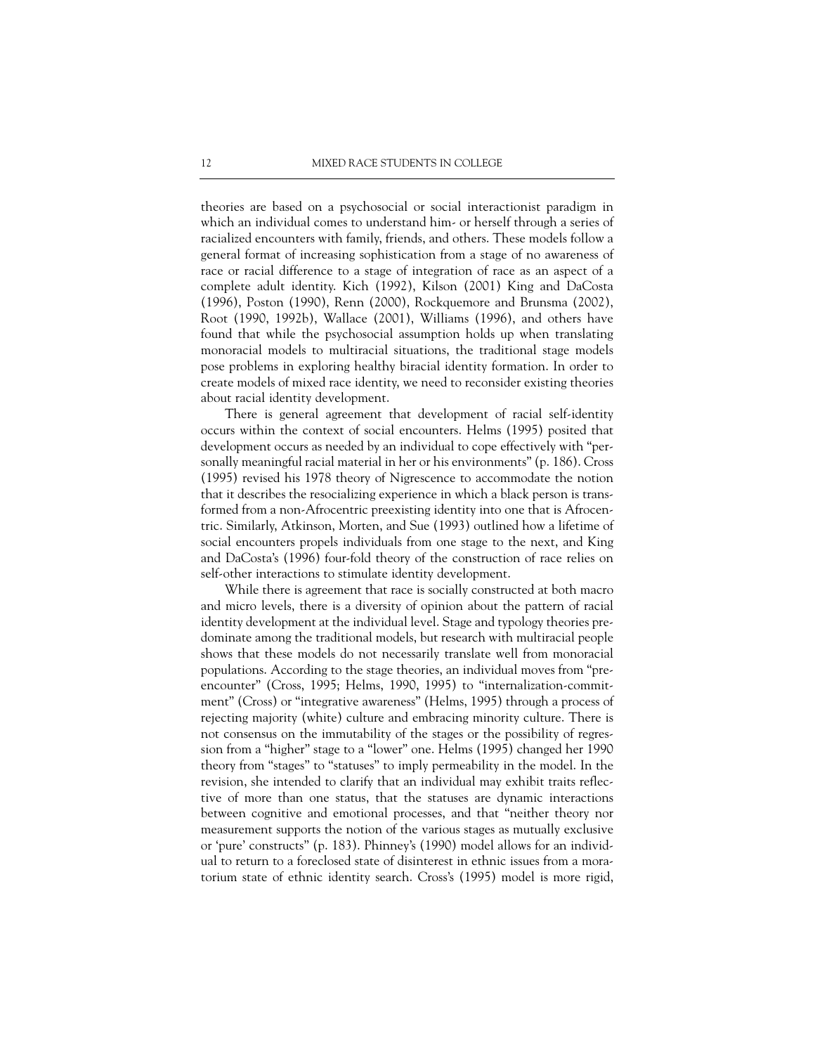theories are based on a psychosocial or social interactionist paradigm in which an individual comes to understand him- or herself through a series of racialized encounters with family, friends, and others. These models follow a general format of increasing sophistication from a stage of no awareness of race or racial difference to a stage of integration of race as an aspect of a complete adult identity. Kich (1992), Kilson (2001) King and DaCosta (1996), Poston (1990), Renn (2000), Rockquemore and Brunsma (2002), Root (1990, 1992b), Wallace (2001), Williams (1996), and others have found that while the psychosocial assumption holds up when translating monoracial models to multiracial situations, the traditional stage models pose problems in exploring healthy biracial identity formation. In order to create models of mixed race identity, we need to reconsider existing theories about racial identity development.

There is general agreement that development of racial self-identity occurs within the context of social encounters. Helms (1995) posited that development occurs as needed by an individual to cope effectively with "personally meaningful racial material in her or his environments" (p. 186). Cross (1995) revised his 1978 theory of Nigrescence to accommodate the notion that it describes the resocializing experience in which a black person is transformed from a non-Afrocentric preexisting identity into one that is Afrocentric. Similarly, Atkinson, Morten, and Sue (1993) outlined how a lifetime of social encounters propels individuals from one stage to the next, and King and DaCosta's (1996) four-fold theory of the construction of race relies on self-other interactions to stimulate identity development.

While there is agreement that race is socially constructed at both macro and micro levels, there is a diversity of opinion about the pattern of racial identity development at the individual level. Stage and typology theories predominate among the traditional models, but research with multiracial people shows that these models do not necessarily translate well from monoracial populations. According to the stage theories, an individual moves from "pre-encounter" (Cross, 1995; Helms, 1990, 1995) to "internalization-commitment" (Cross) or "integrative awareness" (Helms, 1995) through a process of rejecting majority (white) culture and embracing minority culture. There is not consensus on the immutability of the stages or the possibility of regression from a "higher" stage to a "lower" one. Helms (1995) changed her 1990 theory from "stages" to "statuses" to imply permeability in the model. In the revision, she intended to clarify that an individual may exhibit traits reflective of more than one status, that the statuses are dynamic interactions between cognitive and emotional processes, and that "neither theory nor measurement supports the notion of the various stages as mutually exclusive or 'pure' constructs" (p. 183). Phinney's (1990) model allows for an individual to return to a foreclosed state of disinterest in ethnic issues from a moratorium state of ethnic identity search. Cross's (1995) model is more rigid,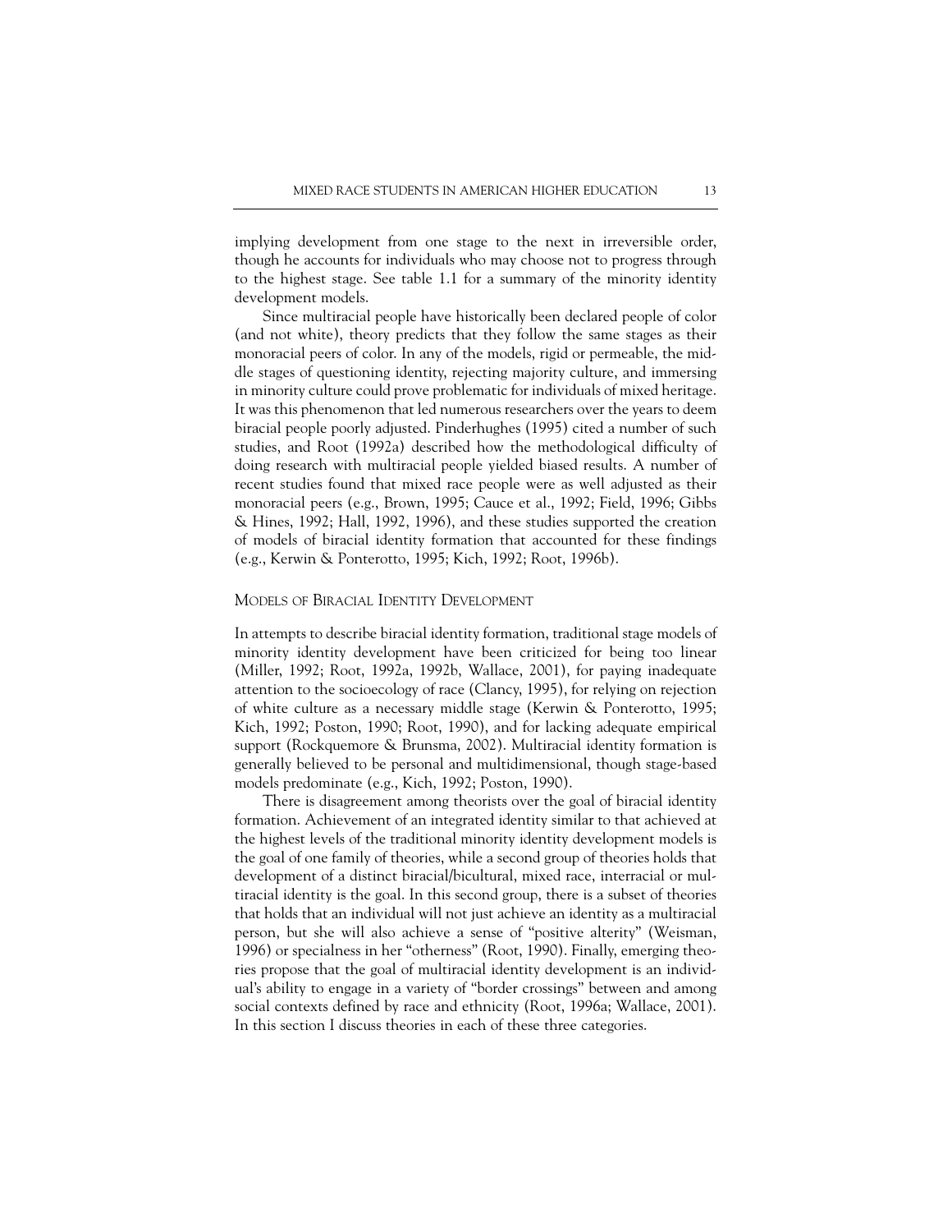implying development from one stage to the next in irreversible order, though he accounts for individuals who may choose not to progress through to the highest stage. See table 1.1 for a summary of the minority identity development models.

Since multiracial people have historically been declared people of color (and not white), theory predicts that they follow the same stages as their monoracial peers of color. In any of the models, rigid or permeable, the middle stages of questioning identity, rejecting majority culture, and immersing in minority culture could prove problematic for individuals of mixed heritage. It was this phenomenon that led numerous researchers over the years to deem biracial people poorly adjusted. Pinderhughes (1995) cited a number of such studies, and Root (1992a) described how the methodological difficulty of doing research with multiracial people yielded biased results. A number of recent studies found that mixed race people were as well adjusted as their monoracial peers (e.g., Brown, 1995; Cauce et al., 1992; Field, 1996; Gibbs & Hines, 1992; Hall, 1992, 1996), and these studies supported the creation of models of biracial identity formation that accounted for these findings (e.g., Kerwin & Ponterotto, 1995; Kich, 1992; Root, 1996b).

## Models of Biracial Identity Development

In attempts to describe biracial identity formation, traditional stage models of minority identity development have been criticized for being too linear (Miller, 1992; Root, 1992a, 1992b, Wallace, 2001), for paying inadequate attention to the socioecology of race (Clancy, 1995), for relying on rejection of white culture as a necessary middle stage (Kerwin & Ponterotto, 1995; Kich, 1992; Poston, 1990; Root, 1990), and for lacking adequate empirical support (Rockquemore & Brunsma, 2002). Multiracial identity formation is generally believed to be personal and multidimensional, though stage-based models predominate (e.g., Kich, 1992; Poston, 1990).

There is disagreement among theorists over the goal of biracial identity formation. Achievement of an integrated identity similar to that achieved at the highest levels of the traditional minority identity development models is the goal of one family of theories, while a second group of theories holds that development of a distinct biracial/bicultural, mixed race, interracial or multiracial identity is the goal. In this second group, there is a subset of theories that holds that an individual will not just achieve an identity as a multiracial person, but she will also achieve a sense of "positive alterity" (Weisman, 1996) or specialness in her "otherness" (Root, 1990). Finally, emerging theories propose that the goal of multiracial identity development is an individual's ability to engage in a variety of "border crossings" between and among social contexts defined by race and ethnicity (Root, 1996a; Wallace, 2001). In this section I discuss theories in each of these three categories.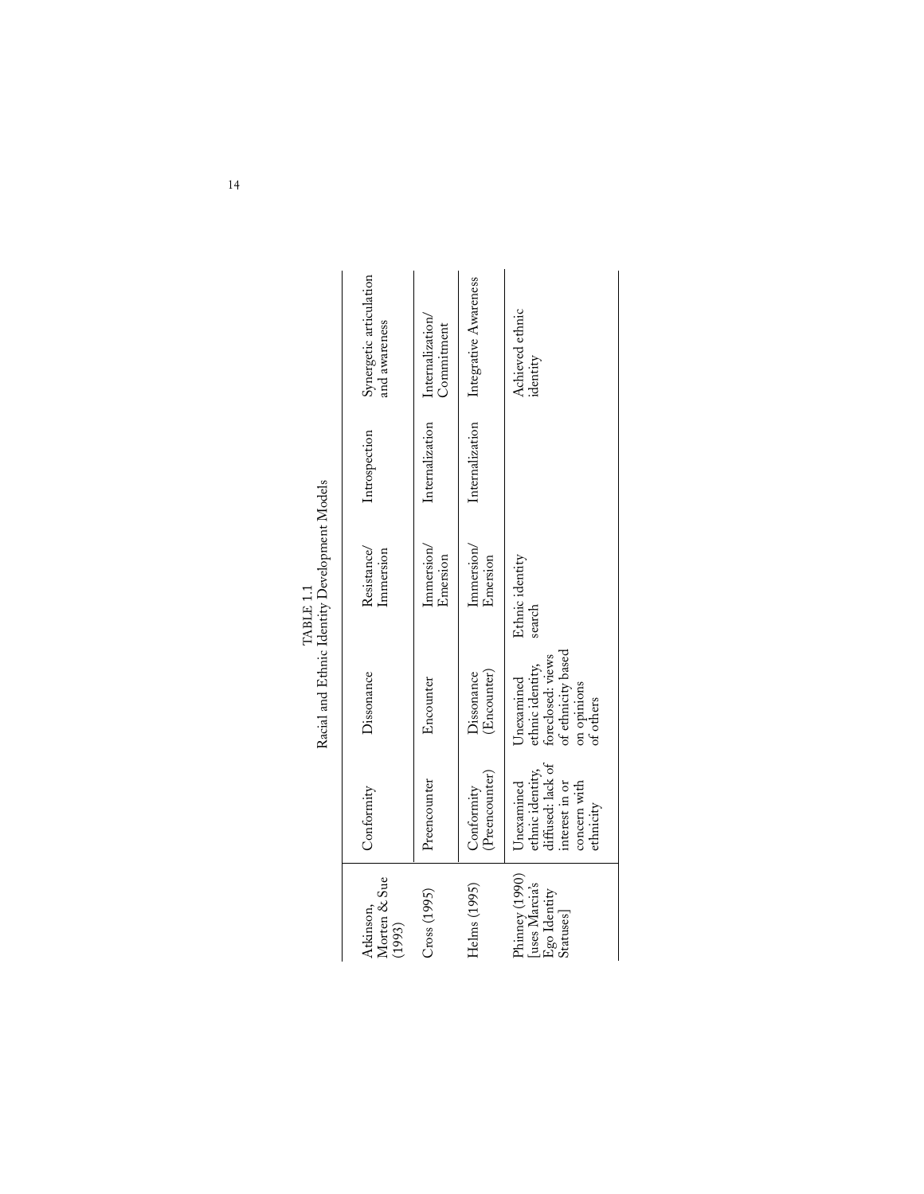TABLE 1.1
Racial and Ethnic Identity Development Models

| | | | | | |
|---|---|---|---|---|---|
| Atkinson, Morten & Sue (1993) | Conformity | Dissonance | Resistance/ Immersion | Introspection | Synergetic articulation and awareness |
| Cross (1995) | Preencounter | Encounter | Immersion/ Emersion | Internalization | Internalization/ Commitment |
| Helms (1995) | Conformity (Preencounter) | Dissonance (Encounter) | Immersion/ Emersion | Internalization | Integrative Awareness |
| Phinney (1990) [uses Marcia's Ego Identity Statuses] | Unexamined ethnic identity, diffused: lack of interest in or concern with ethnicity | Unexamined ethnic identity, foreclosed: views of ethnicity based on opinions of others | Ethnic identity search | | Achieved ethnic identity |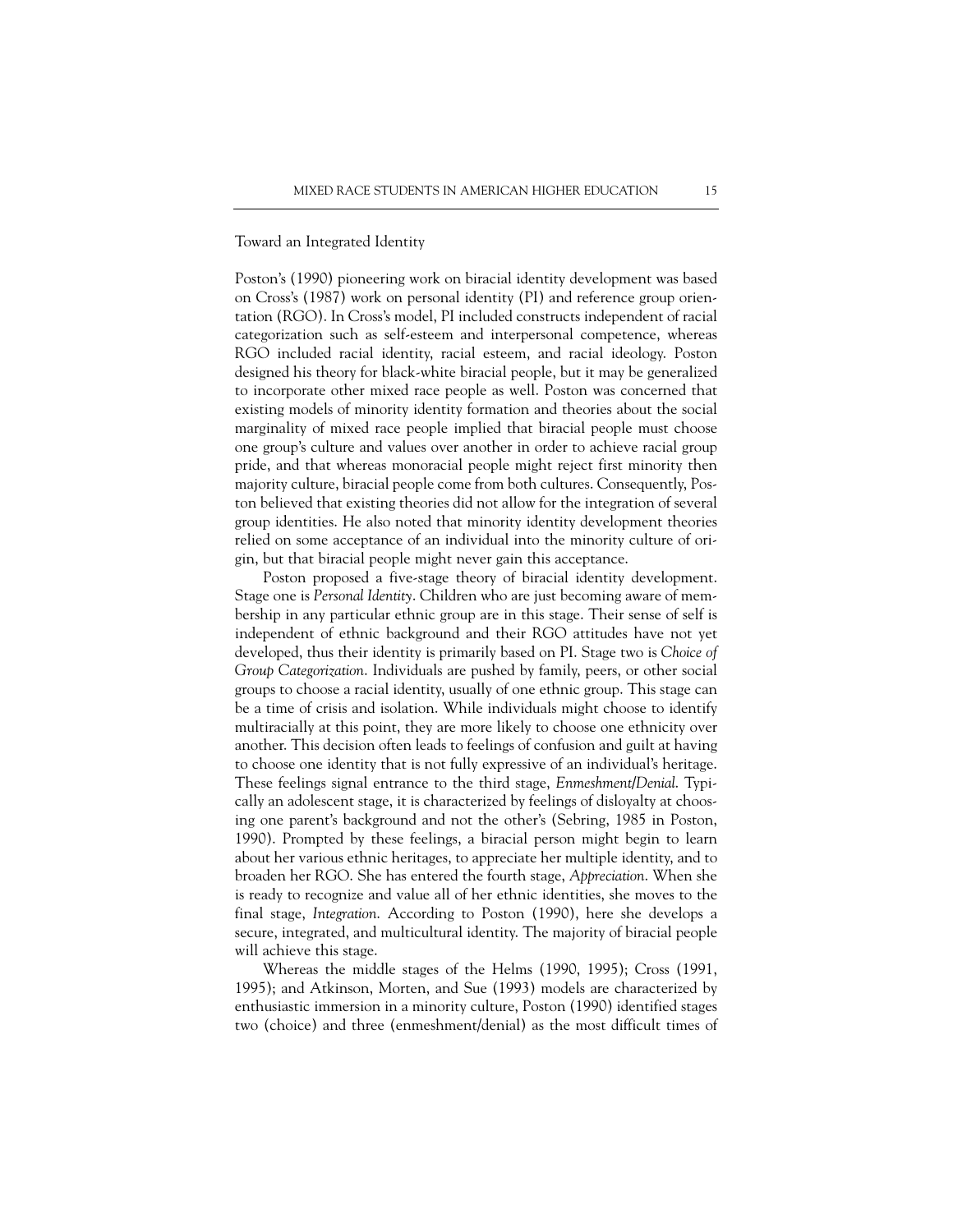## Toward an Integrated Identity

Poston's (1990) pioneering work on biracial identity development was based on Cross's (1987) work on personal identity (PI) and reference group orientation (RGO). In Cross's model, PI included constructs independent of racial categorization such as self-esteem and interpersonal competence, whereas RGO included racial identity, racial esteem, and racial ideology. Poston designed his theory for black-white biracial people, but it may be generalized to incorporate other mixed race people as well. Poston was concerned that existing models of minority identity formation and theories about the social marginality of mixed race people implied that biracial people must choose one group's culture and values over another in order to achieve racial group pride, and that whereas monoracial people might reject first minority then majority culture, biracial people come from both cultures. Consequently, Poston believed that existing theories did not allow for the integration of several group identities. He also noted that minority identity development theories relied on some acceptance of an individual into the minority culture of origin, but that biracial people might never gain this acceptance.

Poston proposed a five-stage theory of biracial identity development. Stage one is *Personal Identity*. Children who are just becoming aware of membership in any particular ethnic group are in this stage. Their sense of self is independent of ethnic background and their RGO attitudes have not yet developed, thus their identity is primarily based on PI. Stage two is *Choice of Group Categorization*. Individuals are pushed by family, peers, or other social groups to choose a racial identity, usually of one ethnic group. This stage can be a time of crisis and isolation. While individuals might choose to identify multiracially at this point, they are more likely to choose one ethnicity over another. This decision often leads to feelings of confusion and guilt at having to choose one identity that is not fully expressive of an individual's heritage. These feelings signal entrance to the third stage, *Enmeshment/Denial*. Typically an adolescent stage, it is characterized by feelings of disloyalty at choosing one parent's background and not the other's (Sebring, 1985 in Poston, 1990). Prompted by these feelings, a biracial person might begin to learn about her various ethnic heritages, to appreciate her multiple identity, and to broaden her RGO. She has entered the fourth stage, *Appreciation*. When she is ready to recognize and value all of her ethnic identities, she moves to the final stage, *Integration*. According to Poston (1990), here she develops a secure, integrated, and multicultural identity. The majority of biracial people will achieve this stage.

Whereas the middle stages of the Helms (1990, 1995); Cross (1991, 1995); and Atkinson, Morten, and Sue (1993) models are characterized by enthusiastic immersion in a minority culture, Poston (1990) identified stages two (choice) and three (enmeshment/denial) as the most difficult times of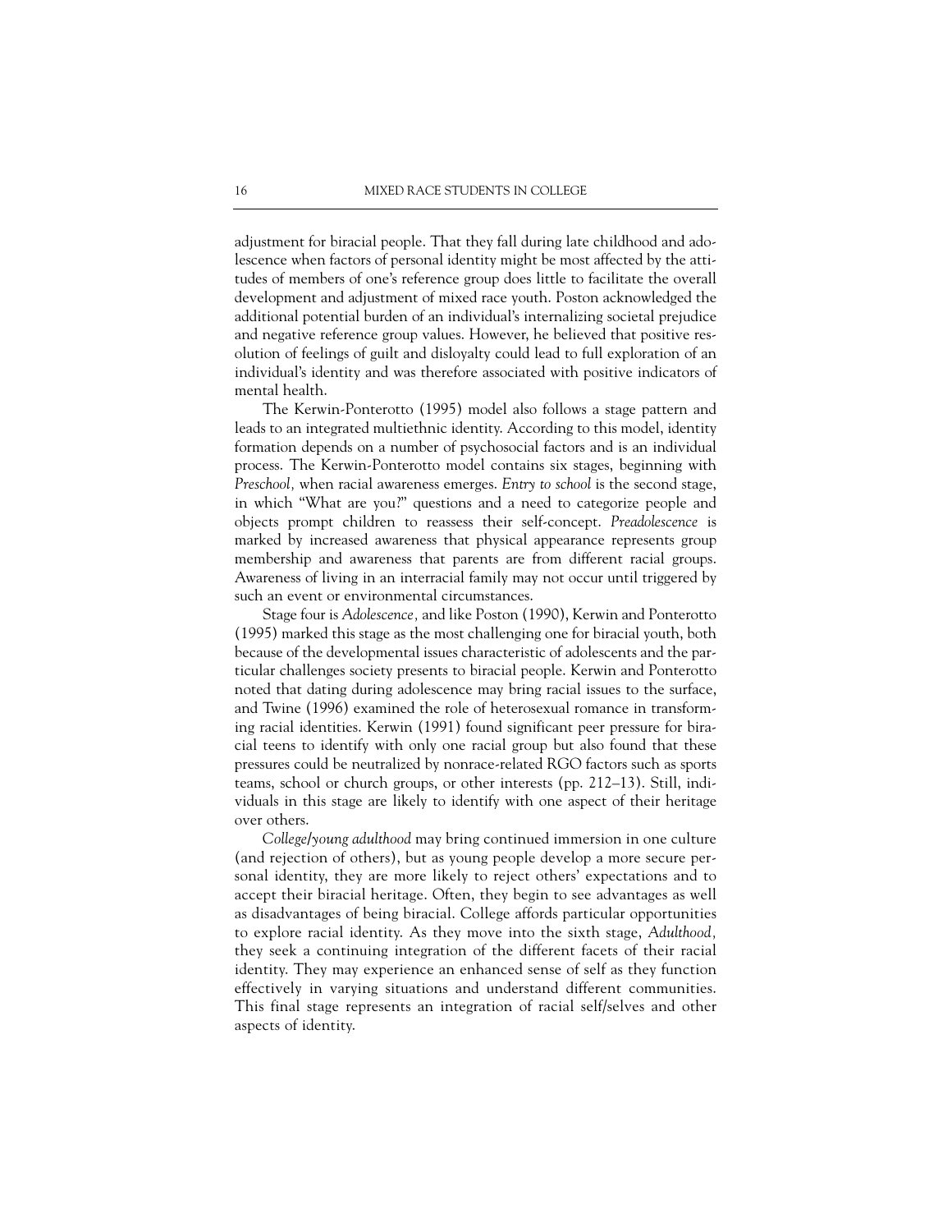adjustment for biracial people. That they fall during late childhood and adolescence when factors of personal identity might be most affected by the attitudes of members of one's reference group does little to facilitate the overall development and adjustment of mixed race youth. Poston acknowledged the additional potential burden of an individual's internalizing societal prejudice and negative reference group values. However, he believed that positive resolution of feelings of guilt and disloyalty could lead to full exploration of an individual's identity and was therefore associated with positive indicators of mental health.

The Kerwin-Ponterotto (1995) model also follows a stage pattern and leads to an integrated multiethnic identity. According to this model, identity formation depends on a number of psychosocial factors and is an individual process. The Kerwin-Ponterotto model contains six stages, beginning with *Preschool,* when racial awareness emerges. *Entry to school* is the second stage, in which "What are you?" questions and a need to categorize people and objects prompt children to reassess their self-concept. *Preadolescence* is marked by increased awareness that physical appearance represents group membership and awareness that parents are from different racial groups. Awareness of living in an interracial family may not occur until triggered by such an event or environmental circumstances.

Stage four is *Adolescence,* and like Poston (1990), Kerwin and Ponterotto (1995) marked this stage as the most challenging one for biracial youth, both because of the developmental issues characteristic of adolescents and the particular challenges society presents to biracial people. Kerwin and Ponterotto noted that dating during adolescence may bring racial issues to the surface, and Twine (1996) examined the role of heterosexual romance in transforming racial identities. Kerwin (1991) found significant peer pressure for biracial teens to identify with only one racial group but also found that these pressures could be neutralized by nonrace-related RGO factors such as sports teams, school or church groups, or other interests (pp. 212–13). Still, individuals in this stage are likely to identify with one aspect of their heritage over others.

*College/young adulthood* may bring continued immersion in one culture (and rejection of others), but as young people develop a more secure personal identity, they are more likely to reject others' expectations and to accept their biracial heritage. Often, they begin to see advantages as well as disadvantages of being biracial. College affords particular opportunities to explore racial identity. As they move into the sixth stage, *Adulthood,* they seek a continuing integration of the different facets of their racial identity. They may experience an enhanced sense of self as they function effectively in varying situations and understand different communities. This final stage represents an integration of racial self/selves and other aspects of identity.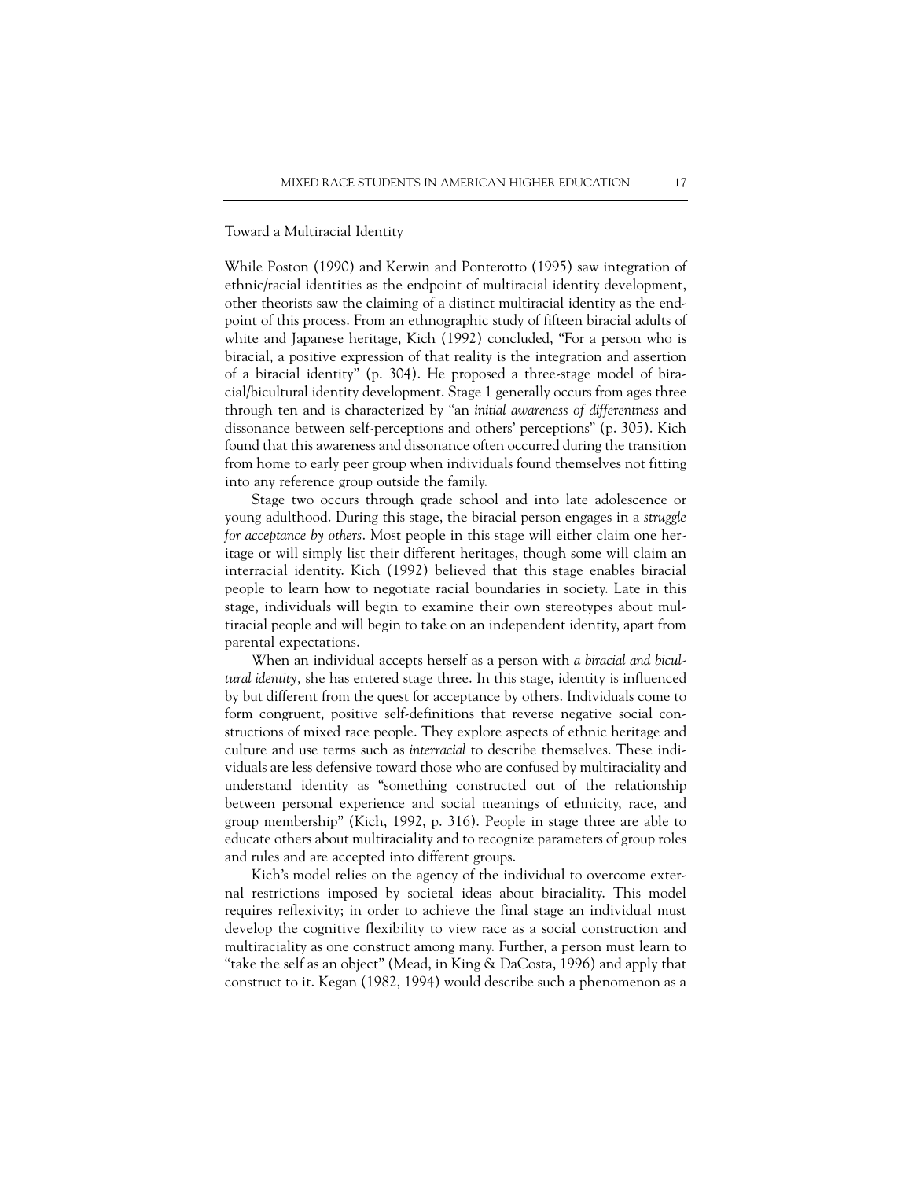## Toward a Multiracial Identity

While Poston (1990) and Kerwin and Ponterotto (1995) saw integration of ethnic/racial identities as the endpoint of multiracial identity development, other theorists saw the claiming of a distinct multiracial identity as the endpoint of this process. From an ethnographic study of fifteen biracial adults of white and Japanese heritage, Kich (1992) concluded, "For a person who is biracial, a positive expression of that reality is the integration and assertion of a biracial identity" (p. 304). He proposed a three-stage model of biracial/bicultural identity development. Stage 1 generally occurs from ages three through ten and is characterized by "an *initial awareness of differentness* and dissonance between self-perceptions and others' perceptions" (p. 305). Kich found that this awareness and dissonance often occurred during the transition from home to early peer group when individuals found themselves not fitting into any reference group outside the family.

Stage two occurs through grade school and into late adolescence or young adulthood. During this stage, the biracial person engages in a *struggle for acceptance by others*. Most people in this stage will either claim one heritage or will simply list their different heritages, though some will claim an interracial identity. Kich (1992) believed that this stage enables biracial people to learn how to negotiate racial boundaries in society. Late in this stage, individuals will begin to examine their own stereotypes about multiracial people and will begin to take on an independent identity, apart from parental expectations.

When an individual accepts herself as a person with *a biracial and bicultural identity,* she has entered stage three. In this stage, identity is influenced by but different from the quest for acceptance by others. Individuals come to form congruent, positive self-definitions that reverse negative social constructions of mixed race people. They explore aspects of ethnic heritage and culture and use terms such as *interracial* to describe themselves. These individuals are less defensive toward those who are confused by multiraciality and understand identity as "something constructed out of the relationship between personal experience and social meanings of ethnicity, race, and group membership" (Kich, 1992, p. 316). People in stage three are able to educate others about multiraciality and to recognize parameters of group roles and rules and are accepted into different groups.

Kich's model relies on the agency of the individual to overcome external restrictions imposed by societal ideas about biraciality. This model requires reflexivity; in order to achieve the final stage an individual must develop the cognitive flexibility to view race as a social construction and multiraciality as one construct among many. Further, a person must learn to "take the self as an object" (Mead, in King & DaCosta, 1996) and apply that construct to it. Kegan (1982, 1994) would describe such a phenomenon as a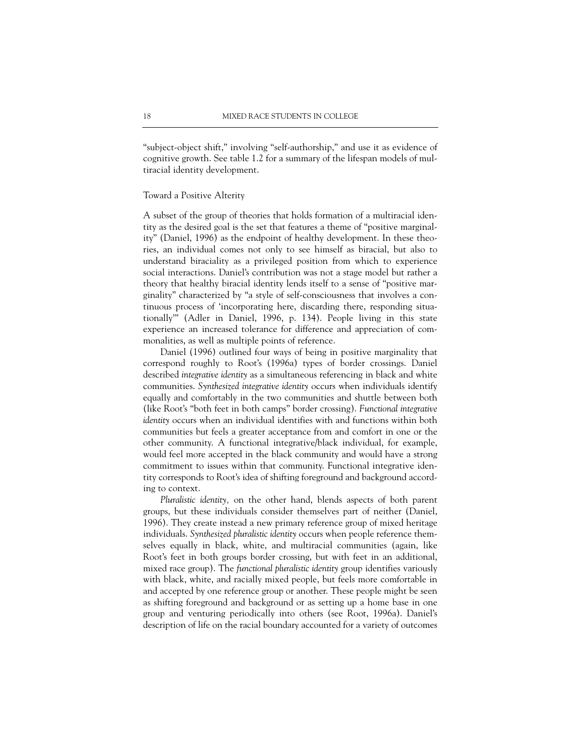"subject-object shift," involving "self-authorship," and use it as evidence of cognitive growth. See table 1.2 for a summary of the lifespan models of multiracial identity development.

## Toward a Positive Alterity

A subset of the group of theories that holds formation of a multiracial identity as the desired goal is the set that features a theme of "positive marginality" (Daniel, 1996) as the endpoint of healthy development. In these theories, an individual comes not only to see himself as biracial, but also to understand biraciality as a privileged position from which to experience social interactions. Daniel's contribution was not a stage model but rather a theory that healthy biracial identity lends itself to a sense of "positive marginality" characterized by "a style of self-consciousness that involves a continuous process of 'incorporating here, discarding there, responding situationally'" (Adler in Daniel, 1996, p. 134). People living in this state experience an increased tolerance for difference and appreciation of commonalities, as well as multiple points of reference.

Daniel (1996) outlined four ways of being in positive marginality that correspond roughly to Root's (1996a) types of border crossings. Daniel described *integrative identity* as a simultaneous referencing in black and white communities. *Synthesized integrative identity* occurs when individuals identify equally and comfortably in the two communities and shuttle between both (like Root's "both feet in both camps" border crossing). *Functional integrative identity* occurs when an individual identifies with and functions within both communities but feels a greater acceptance from and comfort in one or the other community. A functional integrative/black individual, for example, would feel more accepted in the black community and would have a strong commitment to issues within that community. Functional integrative identity corresponds to Root's idea of shifting foreground and background according to context.

*Pluralistic identity,* on the other hand, blends aspects of both parent groups, but these individuals consider themselves part of neither (Daniel, 1996). They create instead a new primary reference group of mixed heritage individuals. *Synthesized pluralistic identity* occurs when people reference themselves equally in black, white, and multiracial communities (again, like Root's feet in both groups border crossing, but with feet in an additional, mixed race group). The *functional pluralistic identity* group identifies variously with black, white, and racially mixed people, but feels more comfortable in and accepted by one reference group or another. These people might be seen as shifting foreground and background or as setting up a home base in one group and venturing periodically into others (see Root, 1996a). Daniel's description of life on the racial boundary accounted for a variety of outcomes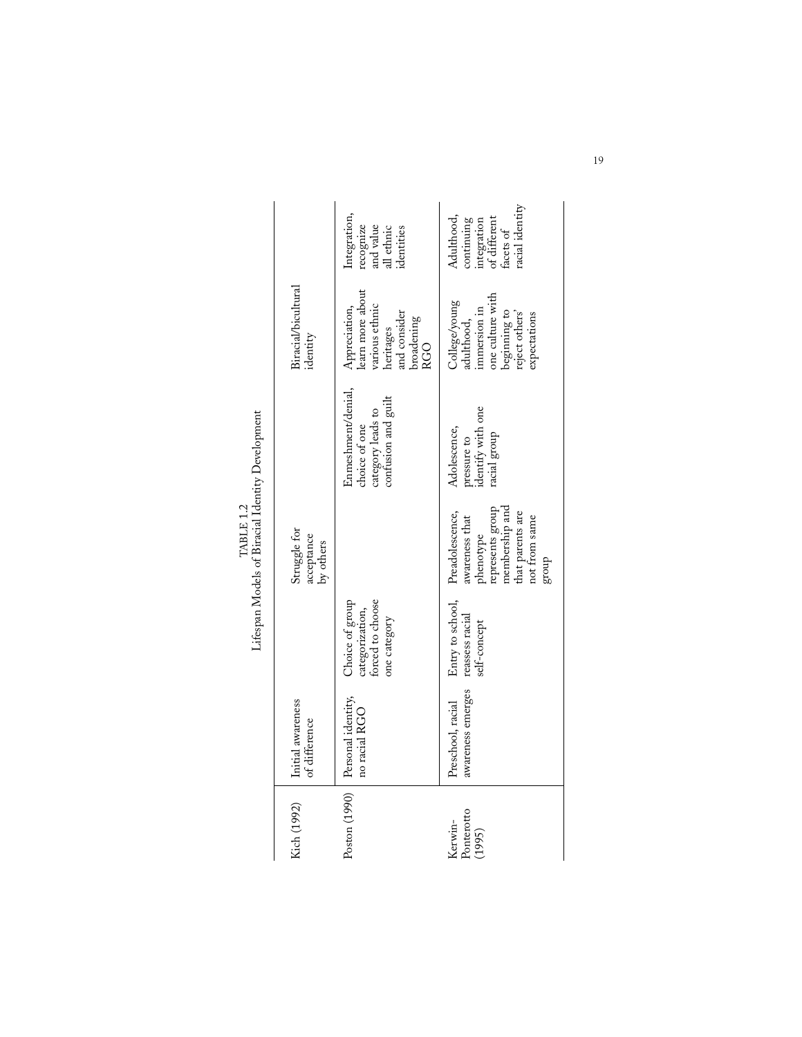TABLE 1.2
Lifespan Models of Biracial Identity Development

| Kich (1992) | Initial awareness of difference | Struggle for acceptance by others | | Biracial/bicultural identity | |
|---|---|---|---|---|---|
| Poston (1990) | Personal identity, no racial RGO | Choice of group categorization, forced to choose one category | | Enmeshment/denial, choice of one category leads to confusion and guilt | Appreciation, learn more about various ethnic heritages and consider broadening RGO | Integration, recognize and value all ethnic identities |
| Kerwin-Ponterotto (1995) | Preschool, racial awareness emerges | Entry to school, reassess racial self-concept | Preadolescence, awareness that phenotype represents group membership and that parents are not from same group | Adolescence, pressure to identify with one racial group | College/young adulthood, immersion in one culture with beginning to reject others' expectations | Adulthood, continuing integration of different facets of racial identity |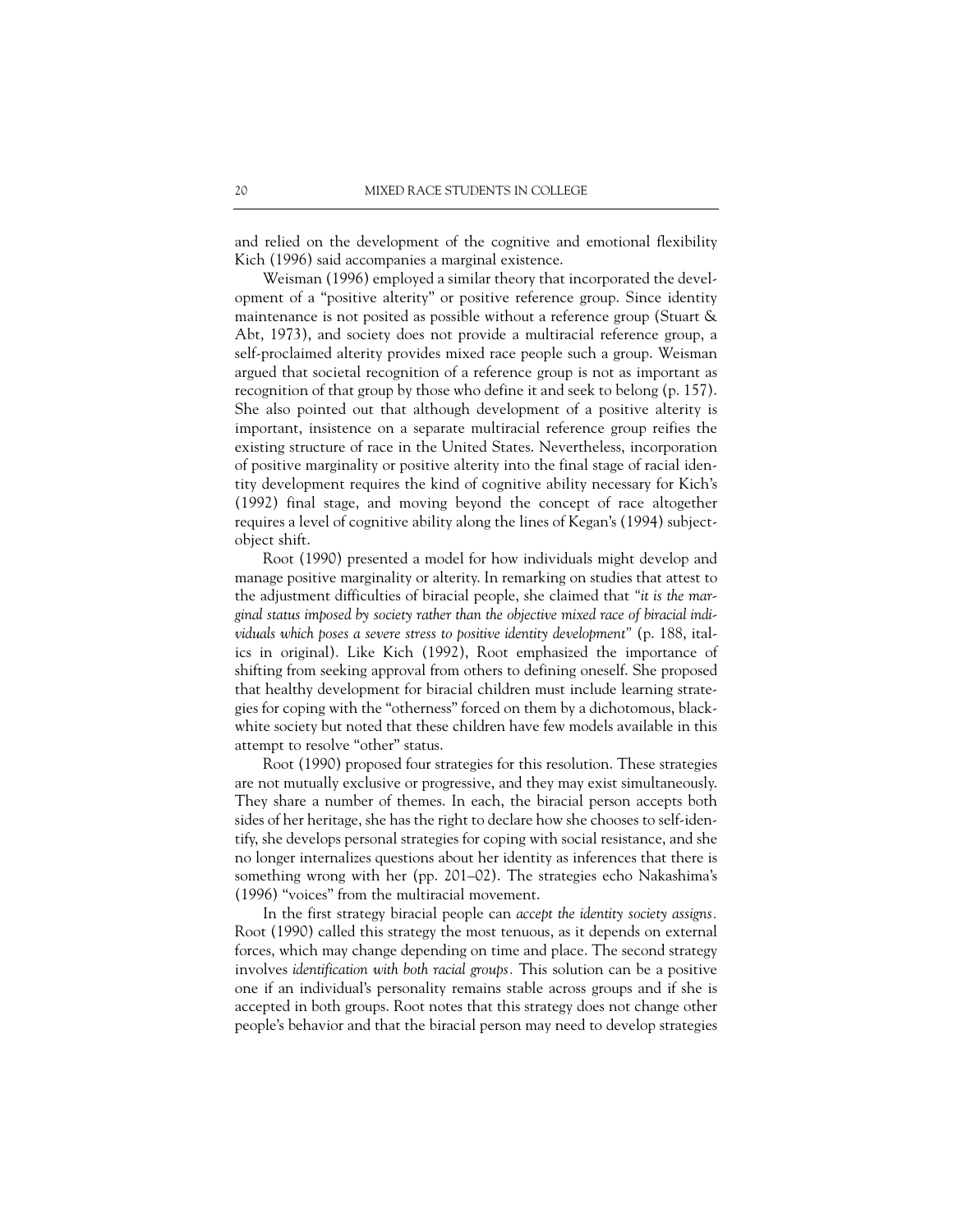and relied on the development of the cognitive and emotional flexibility Kich (1996) said accompanies a marginal existence.

Weisman (1996) employed a similar theory that incorporated the development of a "positive alterity" or positive reference group. Since identity maintenance is not posited as possible without a reference group (Stuart & Abt, 1973), and society does not provide a multiracial reference group, a self-proclaimed alterity provides mixed race people such a group. Weisman argued that societal recognition of a reference group is not as important as recognition of that group by those who define it and seek to belong (p. 157). She also pointed out that although development of a positive alterity is important, insistence on a separate multiracial reference group reifies the existing structure of race in the United States. Nevertheless, incorporation of positive marginality or positive alterity into the final stage of racial identity development requires the kind of cognitive ability necessary for Kich's (1992) final stage, and moving beyond the concept of race altogether requires a level of cognitive ability along the lines of Kegan's (1994) subject-object shift.

Root (1990) presented a model for how individuals might develop and manage positive marginality or alterity. In remarking on studies that attest to the adjustment difficulties of biracial people, she claimed that *"it is the marginal status imposed by society rather than the objective mixed race of biracial individuals which poses a severe stress to positive identity development"* (p. 188, italics in original). Like Kich (1992), Root emphasized the importance of shifting from seeking approval from others to defining oneself. She proposed that healthy development for biracial children must include learning strategies for coping with the "otherness" forced on them by a dichotomous, black-white society but noted that these children have few models available in this attempt to resolve "other" status.

Root (1990) proposed four strategies for this resolution. These strategies are not mutually exclusive or progressive, and they may exist simultaneously. They share a number of themes. In each, the biracial person accepts both sides of her heritage, she has the right to declare how she chooses to self-identify, she develops personal strategies for coping with social resistance, and she no longer internalizes questions about her identity as inferences that there is something wrong with her (pp. 201–02). The strategies echo Nakashima's (1996) "voices" from the multiracial movement.

In the first strategy biracial people can *accept the identity society assigns*. Root (1990) called this strategy the most tenuous, as it depends on external forces, which may change depending on time and place. The second strategy involves *identification with both racial groups*. This solution can be a positive one if an individual's personality remains stable across groups and if she is accepted in both groups. Root notes that this strategy does not change other people's behavior and that the biracial person may need to develop strategies